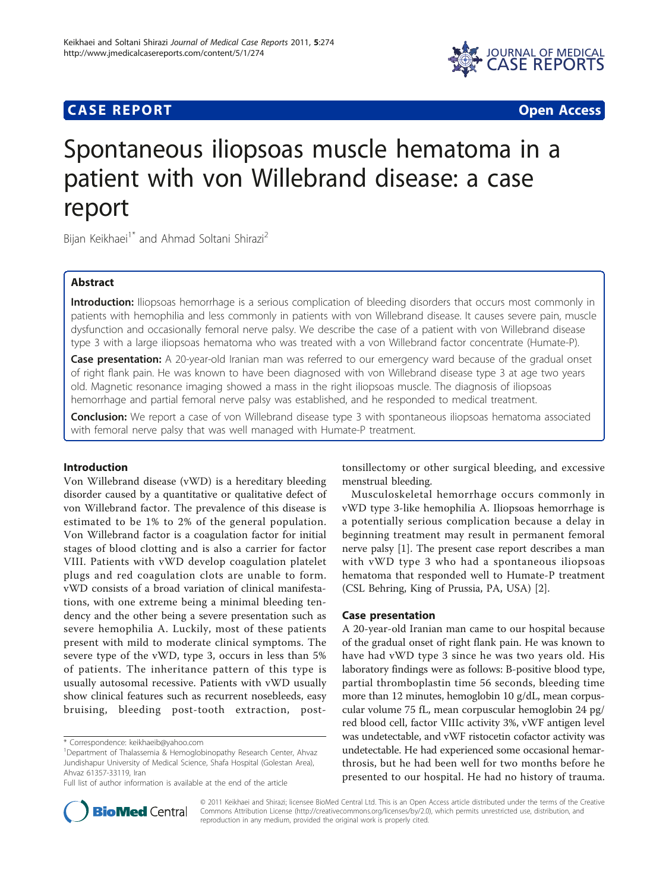# Spontaneous iliopsoas muscle hematoma in a patient with von Willebrand disease: a case report

Bijan Keikhaei[1*] and Ahmad Soltani Shirazi[2]

## Abstract

**Introduction:** Iliopsoas hemorrhage is a serious complication of bleeding disorders that occurs most commonly in patients with hemophilia and less commonly in patients with von Willebrand disease. It causes severe pain, muscle dysfunction and occasionally femoral nerve palsy. We describe the case of a patient with von Willebrand disease type 3 with a large iliopsoas hematoma who was treated with a von Willebrand factor concentrate (Humate-P).

**Case presentation:** A 20-year-old Iranian man was referred to our emergency ward because of the gradual onset of right flank pain. He was known to have been diagnosed with von Willebrand disease type 3 at age two years old. Magnetic resonance imaging showed a mass in the right iliopsoas muscle. The diagnosis of iliopsoas hemorrhage and partial femoral nerve palsy was established, and he responded to medical treatment.

**Conclusion:** We report a case of von Willebrand disease type 3 with spontaneous iliopsoas hematoma associated with femoral nerve palsy that was well managed with Humate-P treatment.

## Introduction

Von Willebrand disease (vWD) is a hereditary bleeding disorder caused by a quantitative or qualitative defect of von Willebrand factor. The prevalence of this disease is estimated to be 1% to 2% of the general population. Von Willebrand factor is a coagulation factor for initial stages of blood clotting and is also a carrier for factor VIII. Patients with vWD develop coagulation platelet plugs and red coagulation clots are unable to form. vWD consists of a broad variation of clinical manifestations, with one extreme being a minimal bleeding tendency and the other being a severe presentation such as severe hemophilia A. Luckily, most of these patients present with mild to moderate clinical symptoms. The severe type of the vWD, type 3, occurs in less than 5% of patients. The inheritance pattern of this type is usually autosomal recessive. Patients with vWD usually show clinical features such as recurrent nosebleeds, easy bruising, bleeding post-tooth extraction, post-tonsillectomy or other surgical bleeding, and excessive menstrual bleeding.

Musculoskeletal hemorrhage occurs commonly in vWD type 3-like hemophilia A. Iliopsoas hemorrhage is a potentially serious complication because a delay in beginning treatment may result in permanent femoral nerve palsy [1]. The present case report describes a man with vWD type 3 who had a spontaneous iliopsoas hematoma that responded well to Humate-P treatment (CSL Behring, King of Prussia, PA, USA) [2].

## Case presentation

A 20-year-old Iranian man came to our hospital because of the gradual onset of right flank pain. He was known to have had vWD type 3 since he was two years old. His laboratory findings were as follows: B-positive blood type, partial thromboplastin time 56 seconds, bleeding time more than 12 minutes, hemoglobin 10 g/dL, mean corpuscular volume 75 fL, mean corpuscular hemoglobin 24 pg/red blood cell, factor VIIIc activity 3%, vWF antigen level was undetectable, and vWF ristocetin cofactor activity was undetectable. He had experienced some occasional hemarthrosis, but he had been well for two months before he presented to our hospital. He had no history of trauma.

\* Correspondence: keikhaeib@yahoo.com

[1]Department of Thalassemia & Hemoglobinopathy Research Center, Ahvaz Jundishapur University of Medical Science, Shafa Hospital (Golestan Area), Ahvaz 61357-33119, Iran

Full list of author information is available at the end of the article

© 2011 Keikhaei and Shirazi; licensee BioMed Central Ltd. This is an Open Access article distributed under the terms of the Creative Commons Attribution License (http://creativecommons.org/licenses/by/2.0), which permits unrestricted use, distribution, and reproduction in any medium, provided the original work is properly cited.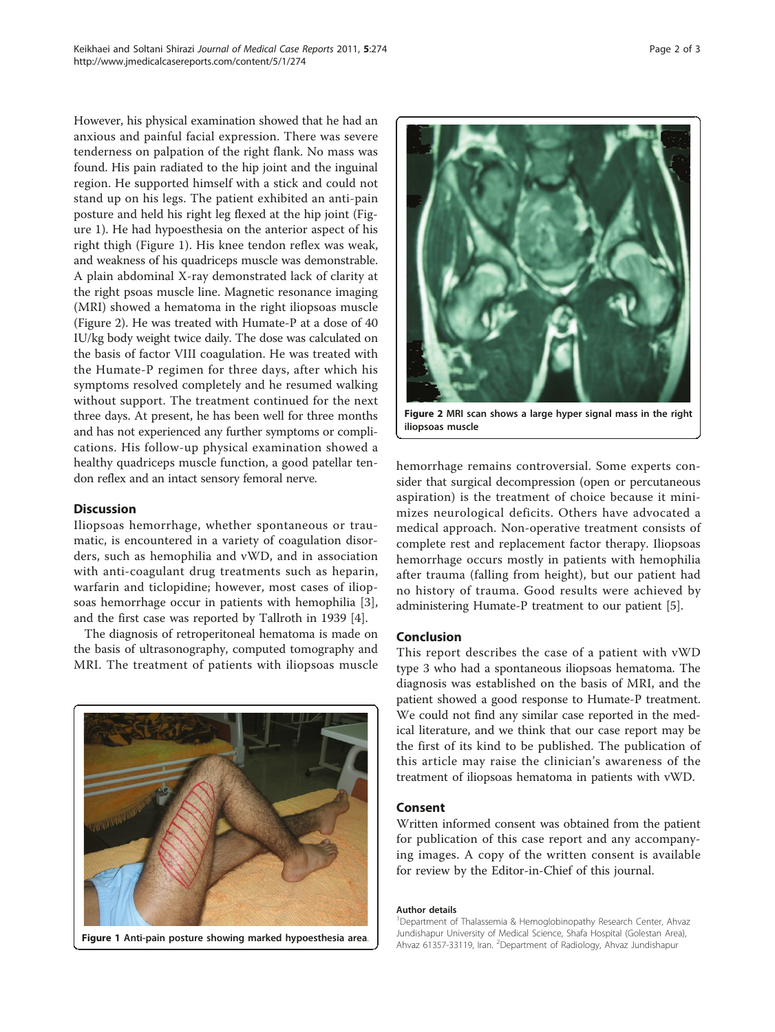However, his physical examination showed that he had an anxious and painful facial expression. There was severe tenderness on palpation of the right flank. No mass was found. His pain radiated to the hip joint and the inguinal region. He supported himself with a stick and could not stand up on his legs. The patient exhibited an anti-pain posture and held his right leg flexed at the hip joint (Figure 1). He had hypoesthesia on the anterior aspect of his right thigh (Figure 1). His knee tendon reflex was weak, and weakness of his quadriceps muscle was demonstrable. A plain abdominal X-ray demonstrated lack of clarity at the right psoas muscle line. Magnetic resonance imaging (MRI) showed a hematoma in the right iliopsoas muscle (Figure 2). He was treated with Humate-P at a dose of 40 IU/kg body weight twice daily. The dose was calculated on the basis of factor VIII coagulation. He was treated with the Humate-P regimen for three days, after which his symptoms resolved completely and he resumed walking without support. The treatment continued for the next three days. At present, he has been well for three months and has not experienced any further symptoms or complications. His follow-up physical examination showed a healthy quadriceps muscle function, a good patellar tendon reflex and an intact sensory femoral nerve.

## Discussion

Iliopsoas hemorrhage, whether spontaneous or traumatic, is encountered in a variety of coagulation disorders, such as hemophilia and vWD, and in association with anti-coagulant drug treatments such as heparin, warfarin and ticlopidine; however, most cases of iliopsoas hemorrhage occur in patients with hemophilia [3], and the first case was reported by Tallroth in 1939 [4].

The diagnosis of retroperitoneal hematoma is made on the basis of ultrasonography, computed tomography and MRI. The treatment of patients with iliopsoas muscle hemorrhage remains controversial. Some experts consider that surgical decompression (open or percutaneous aspiration) is the treatment of choice because it minimizes neurological deficits. Others have advocated a medical approach. Non-operative treatment consists of complete rest and replacement factor therapy. Iliopsoas hemorrhage occurs mostly in patients with hemophilia after trauma (falling from height), but our patient had no history of trauma. Good results were achieved by administering Humate-P treatment to our patient [5].

**Figure 1** Anti-pain posture showing marked hypoesthesia area.

**Figure 2** MRI scan shows a large hyper signal mass in the right iliopsoas muscle

## Conclusion

This report describes the case of a patient with vWD type 3 who had a spontaneous iliopsoas hematoma. The diagnosis was established on the basis of MRI, and the patient showed a good response to Humate-P treatment. We could not find any similar case reported in the medical literature, and we think that our case report may be the first of its kind to be published. The publication of this article may raise the clinician's awareness of the treatment of iliopsoas hematoma in patients with vWD.

## Consent

Written informed consent was obtained from the patient for publication of this case report and any accompanying images. A copy of the written consent is available for review by the Editor-in-Chief of this journal.

#### Author details

[1]Department of Thalassemia & Hemoglobinopathy Research Center, Ahvaz Jundishapur University of Medical Science, Shafa Hospital (Golestan Area), Ahvaz 61357-33119, Iran. [2]Department of Radiology, Ahvaz Jundishapur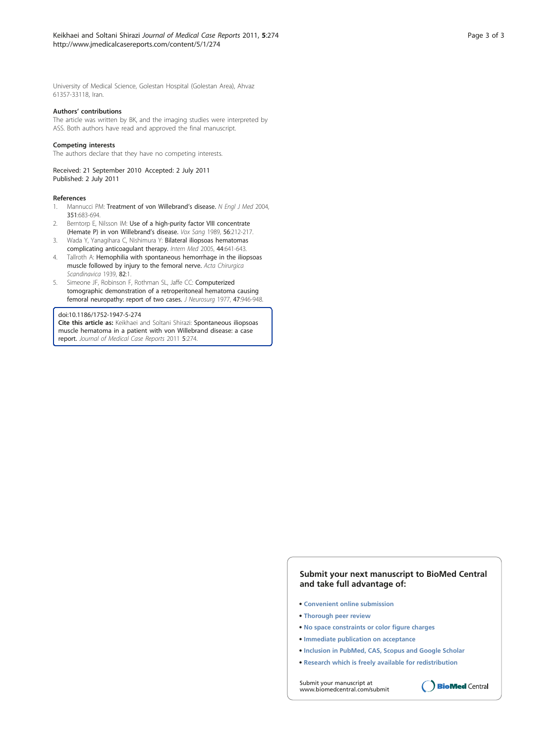University of Medical Science, Golestan Hospital (Golestan Area), Ahvaz 61357-33118, Iran.

#### Authors' contributions

The article was written by BK, and the imaging studies were interpreted by ASS. Both authors have read and approved the final manuscript.

#### Competing interests

The authors declare that they have no competing interests.

Received: 21 September 2010 Accepted: 2 July 2011
Published: 2 July 2011

#### References

1. Mannucci PM: **Treatment of von Willebrand's disease.** *N Engl J Med* 2004, **351**:683-694.
2. Berntorp E, Nilsson IM: **Use of a high-purity factor VIII concentrate (Hemate P) in von Willebrand's disease.** *Vox Sang* 1989, **56**:212-217.
3. Wada Y, Yanagihara C, Nishimura Y: **Bilateral iliopsoas hematomas complicating anticoagulant therapy.** *Intern Med* 2005, **44**:641-643.
4. Tallroth A: **Hemophilia with spontaneous hemorrhage in the iliopsoas muscle followed by injury to the femoral nerve.** *Acta Chirurgica Scandinavica* 1939, **82**:1.
5. Simeone JF, Robinson F, Rothman SL, Jaffe CC: **Computerized tomographic demonstration of a retroperitoneal hematoma causing femoral neuropathy: report of two cases.** *J Neurosurg* 1977, **47**:946-948.

doi:10.1186/1752-1947-5-274
**Cite this article as:** Keikhaei and Soltani Shirazi: **Spontaneous iliopsoas muscle hematoma in a patient with von Willebrand disease: a case report.** *Journal of Medical Case Reports* 2011 **5**:274.

**Submit your next manuscript to BioMed Central and take full advantage of:**

- **Convenient online submission**
- **Thorough peer review**
- **No space constraints or color figure charges**
- **Immediate publication on acceptance**
- **Inclusion in PubMed, CAS, Scopus and Google Scholar**
- **Research which is freely available for redistribution**

Submit your manuscript at
www.biomedcentral.com/submit

BioMed Central